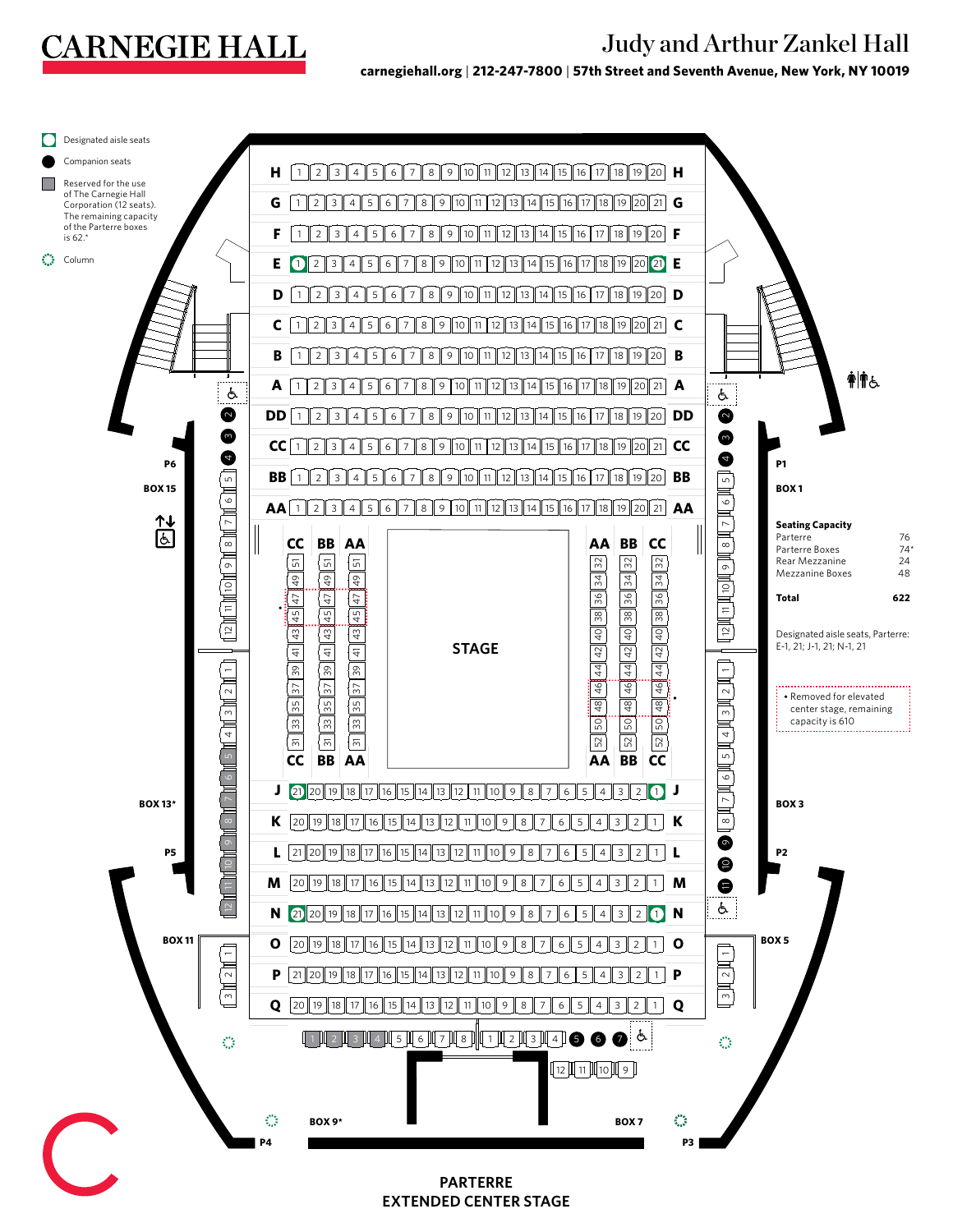# CARNEGIE HALL

## Judy and Arthur Zankel Hall

**carnegiehall.org | 212-247-7800 | 57th Street and Seventh Avenue, New York, NY 10019**

- Designated aisle seats
- Companion seats
- Reserved for the use of The Carnegie Hall Corporation (12 seats). The remaining capacity of the Parterre boxes is 62.*
- Column

**Seating Capacity**

| | |
|---|---|
| Parterre | 76 |
| Parterre Boxes | 74* |
| Rear Mezzanine | 24 |
| Mezzanine Boxes | 48 |
| **Total** | **622** |

Designated aisle seats, Parterre: E-1, 21; J-1, 21; N-1, 21

• Removed for elevated center stage, remaining capacity is 610

STAGE

BOX 1, BOX 3, BOX 5, BOX 7, BOX 9*, BOX 11, BOX 13*, BOX 15

P1, P2, P3, P4, P5, P6

**PARTERRE**
**EXTENDED CENTER STAGE**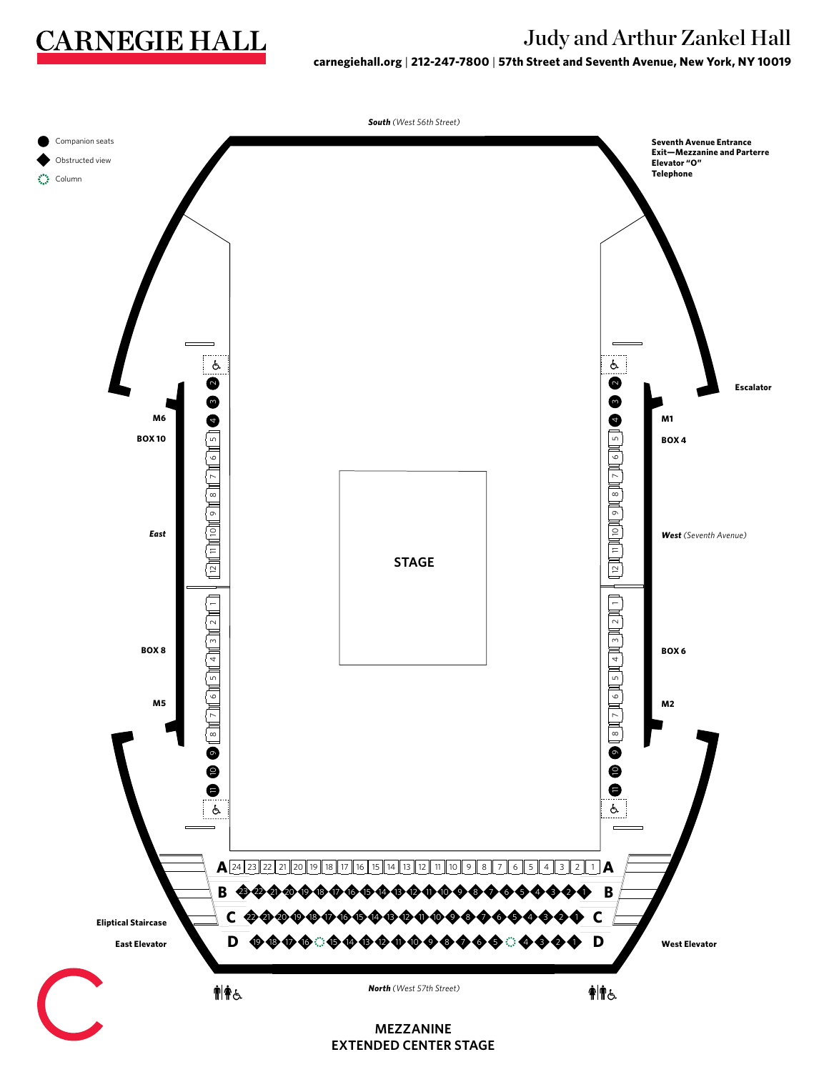# CARNEGIE HALL

## Judy and Arthur Zankel Hall

**carnegiehall.org** | **212-247-7800** | **57th Street and Seventh Avenue, New York, NY 10019**

Companion seats
Obstructed view
Column

***South*** *(West 56th Street)*

**Seventh Avenue Entrance**
**Exit—Mezzanine and Parterre**
**Elevator "O"**
**Telephone**

**Escalator**

**M6**
**BOX 10**
**East**
**BOX 8**
**M5**

**M1**
**BOX 4**
***West*** *(Seventh Avenue)*
**BOX 6**
**M2**

2 3 4 5 6 7 8 9 10 11 12
1 2 3 4 5 6 7 8 9 10 11

**STAGE**

**A** 24 23 22 21 20 19 18 17 16 15 14 13 12 11 10 9 8 7 6 5 4 3 2 1 **A**
**B** 23 22 21 20 19 18 17 16 15 14 13 12 11 10 9 8 7 6 5 4 3 2 1 **B**
**C** 22 21 20 19 18 17 16 15 14 13 12 11 10 9 8 7 6 5 4 3 2 1 **C**
**D** 19 18 17 16 15 14 13 12 11 10 9 8 7 6 5 4 3 2 1 **D**

**Eliptical Staircase**
**East Elevator**
**West Elevator**

***North*** *(West 57th Street)*

**MEZZANINE**
**EXTENDED CENTER STAGE**